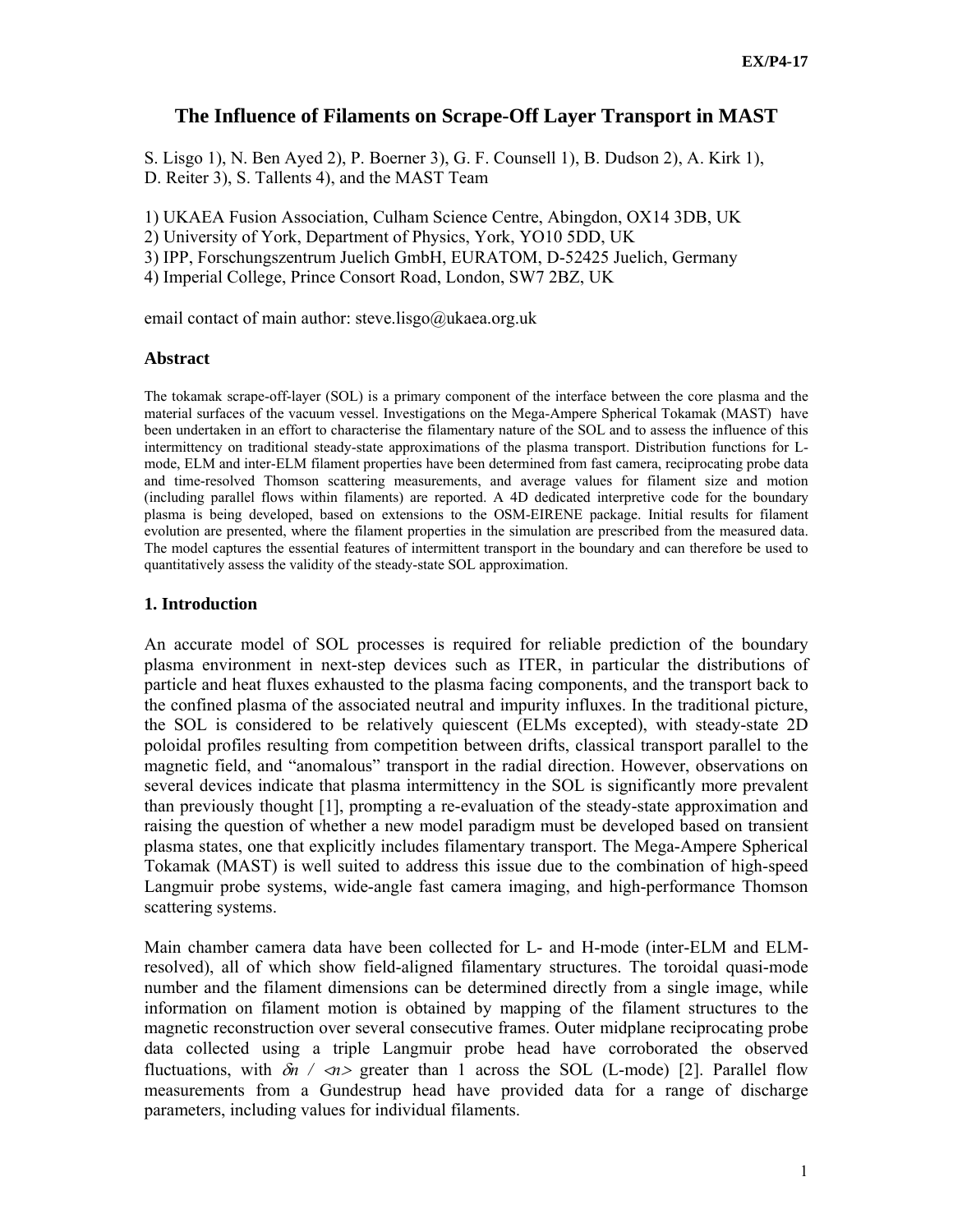# The Influence of Filaments on Scrape-Off Layer Transport in MAST

S. Lisgo 1), N. Ben Ayed 2), P. Boerner 3), G. F. Counsell 1), B. Dudson 2), A. Kirk 1), D. Reiter 3), S. Tallents 4), and the MAST Team

1) UKAEA Fusion Association, Culham Science Centre, Abingdon, OX14 3DB, UK
2) University of York, Department of Physics, York, YO10 5DD, UK
3) IPP, Forschungszentrum Juelich GmbH, EURATOM, D-52425 Juelich, Germany
4) Imperial College, Prince Consort Road, London, SW7 2BZ, UK

email contact of main author: steve.lisgo@ukaea.org.uk

### Abstract

The tokamak scrape-off-layer (SOL) is a primary component of the interface between the core plasma and the material surfaces of the vacuum vessel. Investigations on the Mega-Ampere Spherical Tokamak (MAST) have been undertaken in an effort to characterise the filamentary nature of the SOL and to assess the influence of this intermittency on traditional steady-state approximations of the plasma transport. Distribution functions for L-mode, ELM and inter-ELM filament properties have been determined from fast camera, reciprocating probe data and time-resolved Thomson scattering measurements, and average values for filament size and motion (including parallel flows within filaments) are reported. A 4D dedicated interpretive code for the boundary plasma is being developed, based on extensions to the OSM-EIRENE package. Initial results for filament evolution are presented, where the filament properties in the simulation are prescribed from the measured data. The model captures the essential features of intermittent transport in the boundary and can therefore be used to quantitatively assess the validity of the steady-state SOL approximation.

### 1. Introduction

An accurate model of SOL processes is required for reliable prediction of the boundary plasma environment in next-step devices such as ITER, in particular the distributions of particle and heat fluxes exhausted to the plasma facing components, and the transport back to the confined plasma of the associated neutral and impurity influxes. In the traditional picture, the SOL is considered to be relatively quiescent (ELMs excepted), with steady-state 2D poloidal profiles resulting from competition between drifts, classical transport parallel to the magnetic field, and "anomalous" transport in the radial direction. However, observations on several devices indicate that plasma intermittency in the SOL is significantly more prevalent than previously thought [1], prompting a re-evaluation of the steady-state approximation and raising the question of whether a new model paradigm must be developed based on transient plasma states, one that explicitly includes filamentary transport. The Mega-Ampere Spherical Tokamak (MAST) is well suited to address this issue due to the combination of high-speed Langmuir probe systems, wide-angle fast camera imaging, and high-performance Thomson scattering systems.

Main chamber camera data have been collected for L- and H-mode (inter-ELM and ELM-resolved), all of which show field-aligned filamentary structures. The toroidal quasi-mode number and the filament dimensions can be determined directly from a single image, while information on filament motion is obtained by mapping of the filament structures to the magnetic reconstruction over several consecutive frames. Outer midplane reciprocating probe data collected using a triple Langmuir probe head have corroborated the observed fluctuations, with $\delta n$ / $\langle n \rangle$ greater than 1 across the SOL (L-mode) [2]. Parallel flow measurements from a Gundestrup head have provided data for a range of discharge parameters, including values for individual filaments.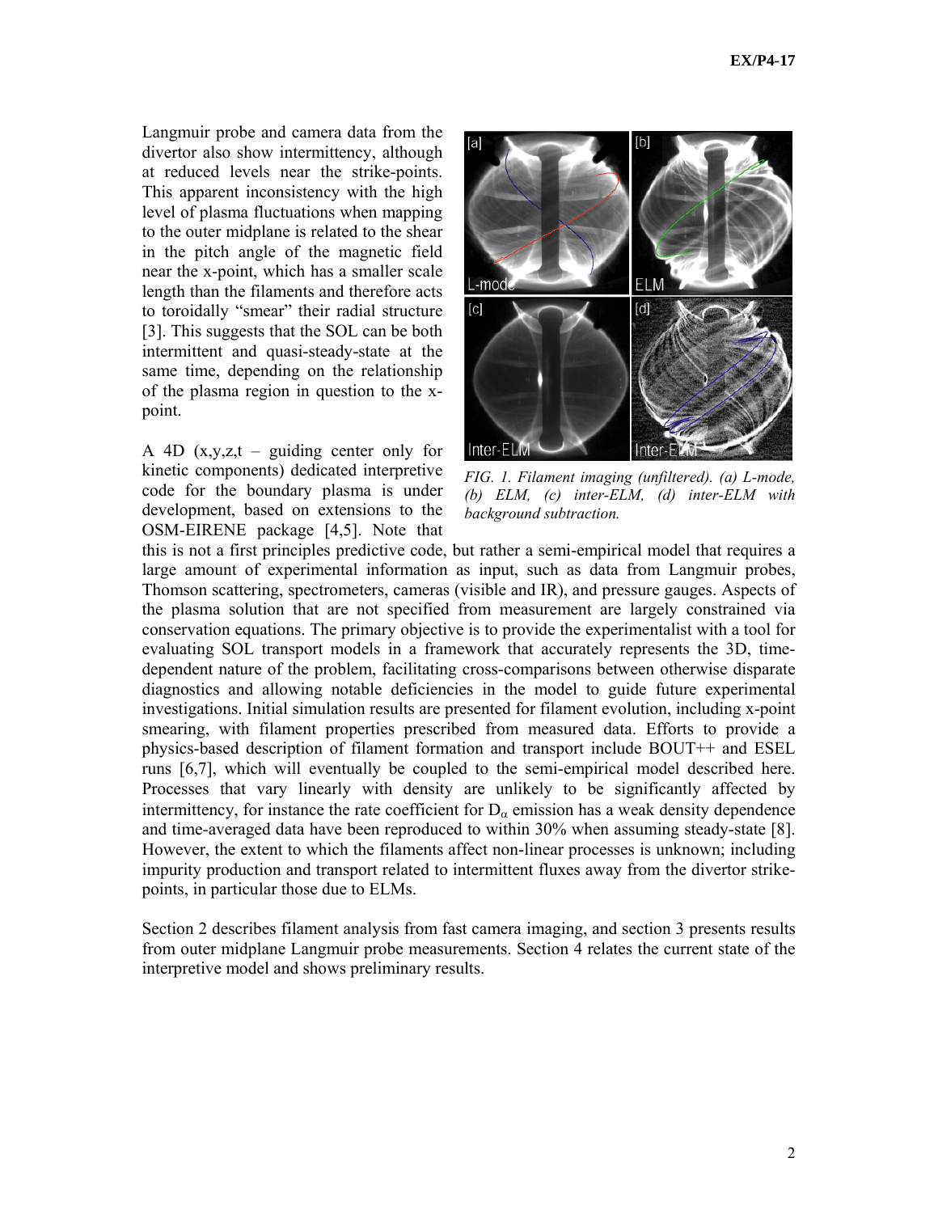Langmuir probe and camera data from the divertor also show intermittency, although at reduced levels near the strike-points. This apparent inconsistency with the high level of plasma fluctuations when mapping to the outer midplane is related to the shear in the pitch angle of the magnetic field near the x-point, which has a smaller scale length than the filaments and therefore acts to toroidally "smear" their radial structure [3]. This suggests that the SOL can be both intermittent and quasi-steady-state at the same time, depending on the relationship of the plasma region in question to the x-point.

*FIG. 1. Filament imaging (unfiltered). (a) L-mode, (b) ELM, (c) inter-ELM, (d) inter-ELM with background subtraction.*

A 4D (x,y,z,t – guiding center only for kinetic components) dedicated interpretive code for the boundary plasma is under development, based on extensions to the OSM-EIRENE package [4,5]. Note that this is not a first principles predictive code, but rather a semi-empirical model that requires a large amount of experimental information as input, such as data from Langmuir probes, Thomson scattering, spectrometers, cameras (visible and IR), and pressure gauges. Aspects of the plasma solution that are not specified from measurement are largely constrained via conservation equations. The primary objective is to provide the experimentalist with a tool for evaluating SOL transport models in a framework that accurately represents the 3D, time-dependent nature of the problem, facilitating cross-comparisons between otherwise disparate diagnostics and allowing notable deficiencies in the model to guide future experimental investigations. Initial simulation results are presented for filament evolution, including x-point smearing, with filament properties prescribed from measured data. Efforts to provide a physics-based description of filament formation and transport include BOUT++ and ESEL runs [6,7], which will eventually be coupled to the semi-empirical model described here. Processes that vary linearly with density are unlikely to be significantly affected by intermittency, for instance the rate coefficient for $D_\alpha$ emission has a weak density dependence and time-averaged data have been reproduced to within 30% when assuming steady-state [8]. However, the extent to which the filaments affect non-linear processes is unknown; including impurity production and transport related to intermittent fluxes away from the divertor strike-points, in particular those due to ELMs.

Section 2 describes filament analysis from fast camera imaging, and section 3 presents results from outer midplane Langmuir probe measurements. Section 4 relates the current state of the interpretive model and shows preliminary results.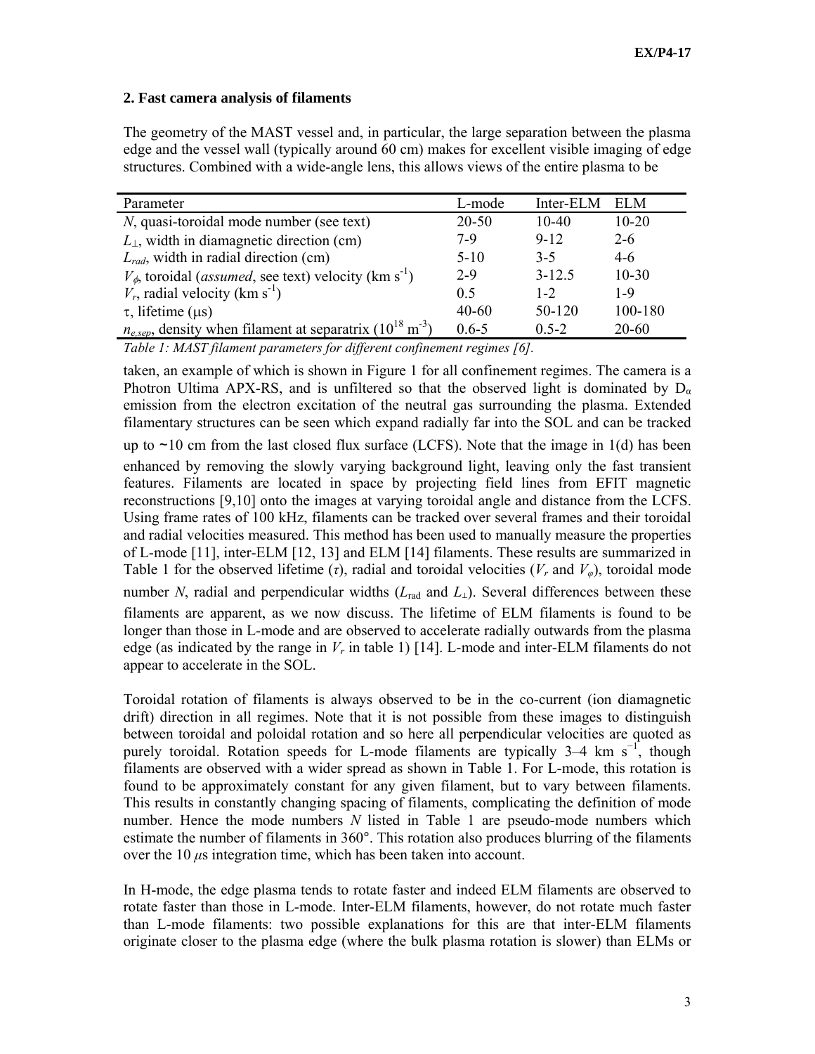## 2. Fast camera analysis of filaments

The geometry of the MAST vessel and, in particular, the large separation between the plasma edge and the vessel wall (typically around 60 cm) makes for excellent visible imaging of edge structures. Combined with a wide-angle lens, this allows views of the entire plasma to be taken, an example of which is shown in Figure 1 for all confinement regimes. The camera is a Photron Ultima APX-RS, and is unfiltered so that the observed light is dominated by $D_\alpha$ emission from the electron excitation of the neutral gas surrounding the plasma. Extended filamentary structures can be seen which expand radially far into the SOL and can be tracked up to ~10 cm from the last closed flux surface (LCFS). Note that the image in 1(d) has been enhanced by removing the slowly varying background light, leaving only the fast transient features. Filaments are located in space by projecting field lines from EFIT magnetic reconstructions [9,10] onto the images at varying toroidal angle and distance from the LCFS. Using frame rates of 100 kHz, filaments can be tracked over several frames and their toroidal and radial velocities measured. This method has been used to manually measure the properties of L-mode [11], inter-ELM [12, 13] and ELM [14] filaments. These results are summarized in Table 1 for the observed lifetime ($\tau$), radial and toroidal velocities ($V_r$ and $V_\varphi$), toroidal mode number $N$, radial and perpendicular widths ($L_{\rm rad}$ and $L_\perp$). Several differences between these filaments are apparent, as we now discuss. The lifetime of ELM filaments is found to be longer than those in L-mode and are observed to accelerate radially outwards from the plasma edge (as indicated by the range in $V_r$ in table 1) [14]. L-mode and inter-ELM filaments do not appear to accelerate in the SOL.

| Parameter | L-mode | Inter-ELM | ELM |
|---|---|---|---|
| $N$, quasi-toroidal mode number (see text) | 20-50 | 10-40 | 10-20 |
| $L_\perp$, width in diamagnetic direction (cm) | 7-9 | 9-12 | 2-6 |
| $L_{rad}$, width in radial direction (cm) | 5-10 | 3-5 | 4-6 |
| $V_\phi$, toroidal (*assumed*, see text) velocity (km s$^{-1}$) | 2-9 | 3-12.5 | 10-30 |
| $V_r$, radial velocity (km s$^{-1}$) | 0.5 | 1-2 | 1-9 |
| $\tau$, lifetime (μs) | 40-60 | 50-120 | 100-180 |
| $n_{e,sep}$, density when filament at separatrix ($10^{18}$ m$^{-3}$) | 0.6-5 | 0.5-2 | 20-60 |

*Table 1: MAST filament parameters for different confinement regimes [6].*

Toroidal rotation of filaments is always observed to be in the co-current (ion diamagnetic drift) direction in all regimes. Note that it is not possible from these images to distinguish between toroidal and poloidal rotation and so here all perpendicular velocities are quoted as purely toroidal. Rotation speeds for L-mode filaments are typically 3–4 km s$^{-1}$, though filaments are observed with a wider spread as shown in Table 1. For L-mode, this rotation is found to be approximately constant for any given filament, but to vary between filaments. This results in constantly changing spacing of filaments, complicating the definition of mode number. Hence the mode numbers $N$ listed in Table 1 are pseudo-mode numbers which estimate the number of filaments in 360°. This rotation also produces blurring of the filaments over the 10 $\mu$s integration time, which has been taken into account.

In H-mode, the edge plasma tends to rotate faster and indeed ELM filaments are observed to rotate faster than those in L-mode. Inter-ELM filaments, however, do not rotate much faster than L-mode filaments: two possible explanations for this are that inter-ELM filaments originate closer to the plasma edge (where the bulk plasma rotation is slower) than ELMs or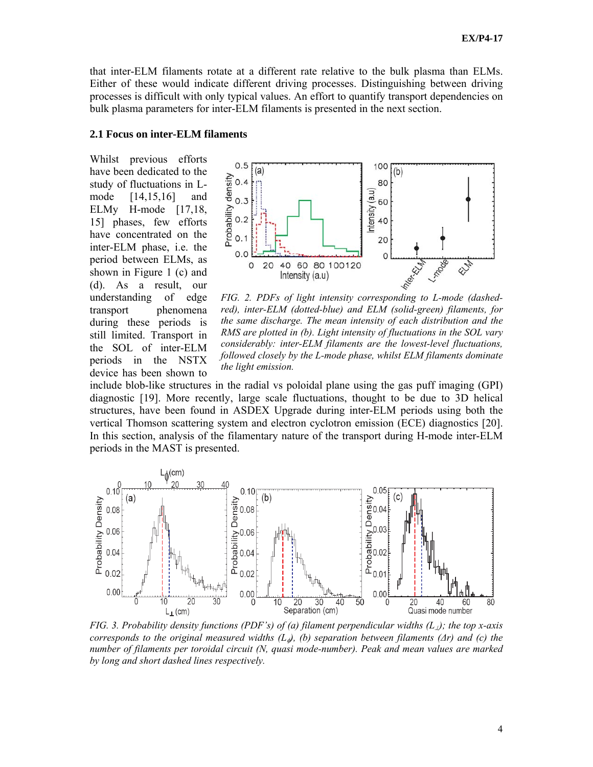that inter-ELM filaments rotate at a different rate relative to the bulk plasma than ELMs. Either of these would indicate different driving processes. Distinguishing between driving processes is difficult with only typical values. An effort to quantify transport dependencies on bulk plasma parameters for inter-ELM filaments is presented in the next section.

### 2.1 Focus on inter-ELM filaments

Whilst previous efforts have been dedicated to the study of fluctuations in L-mode [14,15,16] and ELMy H-mode [17,18, 15] phases, few efforts have concentrated on the inter-ELM phase, i.e. the period between ELMs, as shown in Figure 1 (c) and (d). As a result, our understanding of edge transport phenomena during these periods is still limited. Transport in the SOL of inter-ELM periods in the NSTX device has been shown to include blob-like structures in the radial vs poloidal plane using the gas puff imaging (GPI) diagnostic [19]. More recently, large scale fluctuations, thought to be due to 3D helical structures, have been found in ASDEX Upgrade during inter-ELM periods using both the vertical Thomson scattering system and electron cyclotron emission (ECE) diagnostics [20]. In this section, analysis of the filamentary nature of the transport during H-mode inter-ELM periods in the MAST is presented.

*FIG. 2. PDFs of light intensity corresponding to L-mode (dashed-red), inter-ELM (dotted-blue) and ELM (solid-green) filaments, for the same discharge. The mean intensity of each distribution and the RMS are plotted in (b). Light intensity of fluctuations in the SOL vary considerably: inter-ELM filaments are the lowest-level fluctuations, followed closely by the L-mode phase, whilst ELM filaments dominate the light emission.*

*FIG. 3. Probability density functions (PDF's) of (a) filament perpendicular widths ($L_{\perp}$); the top x-axis corresponds to the original measured widths ($L_{\phi}$), (b) separation between filaments ($\Delta r$) and (c) the number of filaments per toroidal circuit (N, quasi mode-number). Peak and mean values are marked by long and short dashed lines respectively.*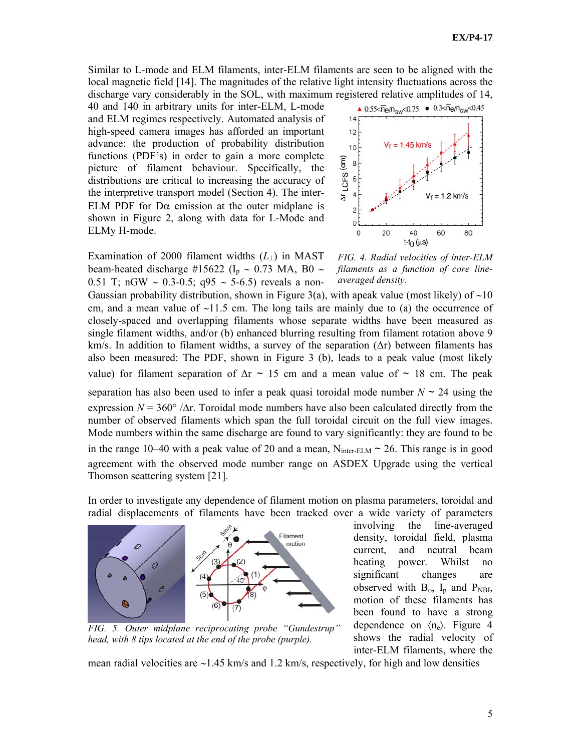Similar to L-mode and ELM filaments, inter-ELM filaments are seen to be aligned with the local magnetic field [14]. The magnitudes of the relative light intensity fluctuations across the discharge vary considerably in the SOL, with maximum registered relative amplitudes of 14, 40 and 140 in arbitrary units for inter-ELM, L-mode and ELM regimes respectively. Automated analysis of high-speed camera images has afforded an important advance: the production of probability distribution functions (PDF's) in order to gain a more complete picture of filament behaviour. Specifically, the distributions are critical to increasing the accuracy of the interpretive transport model (Section 4). The inter-ELM PDF for D$\alpha$ emission at the outer midplane is shown in Figure 2, along with data for L-Mode and ELMy H-mode.

*FIG. 4. Radial velocities of inter-ELM filaments as a function of core line-averaged density.*

Examination of 2000 filament widths ($L_{\perp}$) in MAST beam-heated discharge #15622 ($I_p$ ~ 0.73 MA, B0 ~ 0.51 T; nGW ~ 0.3-0.5; q95 ~ 5-6.5) reveals a non-Gaussian probability distribution, shown in Figure 3(a), with apeak value (most likely) of ~10 cm, and a mean value of ~11.5 cm. The long tails are mainly due to (a) the occurrence of closely-spaced and overlapping filaments whose separate widths have been measured as single filament widths, and/or (b) enhanced blurring resulting from filament rotation above 9 km/s. In addition to filament widths, a survey of the separation ($\Delta$r) between filaments has also been measured: The PDF, shown in Figure 3 (b), leads to a peak value (most likely value) for filament separation of $\Delta$r ~ 15 cm and a mean value of ~ 18 cm. The peak separation has also been used to infer a peak quasi toroidal mode number $N$ ~ 24 using the expression $N = 360° / \Delta r$. Toroidal mode numbers have also been calculated directly from the number of observed filaments which span the full toroidal circuit on the full view images. Mode numbers within the same discharge are found to vary significantly: they are found to be in the range 10–40 with a peak value of 20 and a mean, $N_{inter\text{-}ELM}$ ~ 26. This range is in good agreement with the observed mode number range on ASDEX Upgrade using the vertical Thomson scattering system [21].

In order to investigate any dependence of filament motion on plasma parameters, toroidal and radial displacements of filaments have been tracked over a wide variety of parameters involving the line-averaged density, toroidal field, plasma current, and neutral beam heating power. Whilst no significant changes are observed with $B_{\phi}$, $I_p$ and $P_{NBI}$, motion of these filaments has been found to have a strong dependence on $\langle n_e \rangle$. Figure 4 shows the radial velocity of inter-ELM filaments, where the mean radial velocities are ~1.45 km/s and 1.2 km/s, respectively, for high and low densities

*FIG. 5. Outer midplane reciprocating probe "Gundestrup" head, with 8 tips located at the end of the probe (purple).*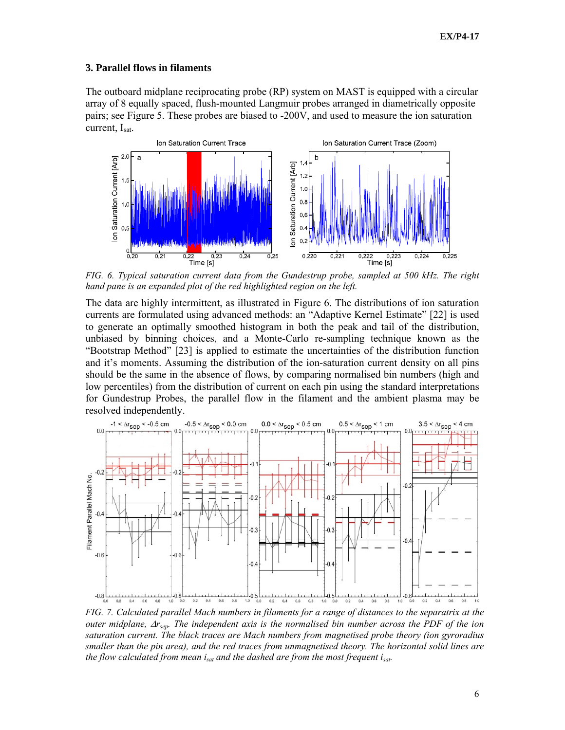## 3. Parallel flows in filaments

The outboard midplane reciprocating probe (RP) system on MAST is equipped with a circular array of 8 equally spaced, flush-mounted Langmuir probes arranged in diametrically opposite pairs; see Figure 5. These probes are biased to -200V, and used to measure the ion saturation current, $I_{sat}$.

*FIG. 6. Typical saturation current data from the Gundestrup probe, sampled at 500 kHz. The right hand pane is an expanded plot of the red highlighted region on the left.*

The data are highly intermittent, as illustrated in Figure 6. The distributions of ion saturation currents are formulated using advanced methods: an "Adaptive Kernel Estimate" [22] is used to generate an optimally smoothed histogram in both the peak and tail of the distribution, unbiased by binning choices, and a Monte-Carlo re-sampling technique known as the "Bootstrap Method" [23] is applied to estimate the uncertainties of the distribution function and it's moments. Assuming the distribution of the ion-saturation current density on all pins should be the same in the absence of flows, by comparing normalised bin numbers (high and low percentiles) from the distribution of current on each pin using the standard interpretations for Gundestrup Probes, the parallel flow in the filament and the ambient plasma may be resolved independently.

*FIG. 7. Calculated parallel Mach numbers in filaments for a range of distances to the separatrix at the outer midplane, $\Delta r_{sep}$. The independent axis is the normalised bin number across the PDF of the ion saturation current. The black traces are Mach numbers from magnetised probe theory (ion gyroradius smaller than the pin area), and the red traces from unmagnetised theory. The horizontal solid lines are the flow calculated from mean $i_{sat}$ and the dashed are from the most frequent $i_{sat}$.*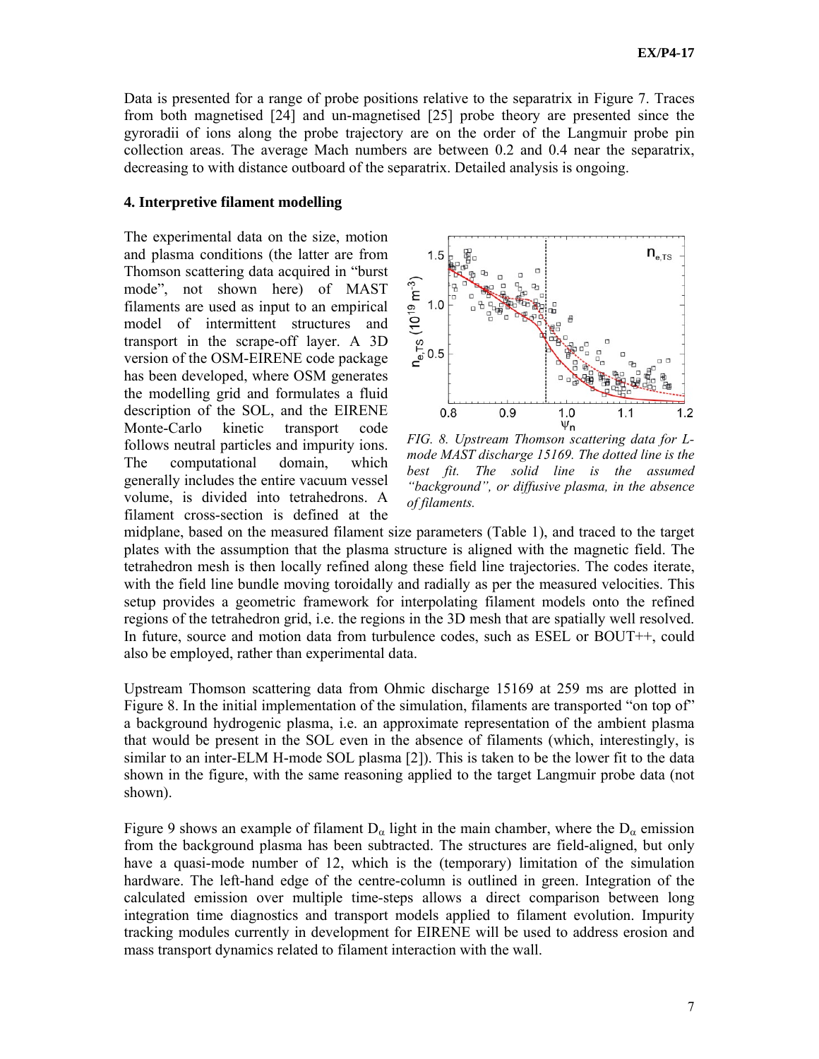Data is presented for a range of probe positions relative to the separatrix in Figure 7. Traces from both magnetised [24] and un-magnetised [25] probe theory are presented since the gyroradii of ions along the probe trajectory are on the order of the Langmuir probe pin collection areas. The average Mach numbers are between 0.2 and 0.4 near the separatrix, decreasing to with distance outboard of the separatrix. Detailed analysis is ongoing.

### 4. Interpretive filament modelling

The experimental data on the size, motion and plasma conditions (the latter are from Thomson scattering data acquired in "burst mode", not shown here) of MAST filaments are used as input to an empirical model of intermittent structures and transport in the scrape-off layer. A 3D version of the OSM-EIRENE code package has been developed, where OSM generates the modelling grid and formulates a fluid description of the SOL, and the EIRENE Monte-Carlo kinetic transport code follows neutral particles and impurity ions. The computational domain, which generally includes the entire vacuum vessel volume, is divided into tetrahedrons. A filament cross-section is defined at the midplane, based on the measured filament size parameters (Table 1), and traced to the target plates with the assumption that the plasma structure is aligned with the magnetic field. The tetrahedron mesh is then locally refined along these field line trajectories. The codes iterate, with the field line bundle moving toroidally and radially as per the measured velocities. This setup provides a geometric framework for interpolating filament models onto the refined regions of the tetrahedron grid, i.e. the regions in the 3D mesh that are spatially well resolved. In future, source and motion data from turbulence codes, such as ESEL or BOUT++, could also be employed, rather than experimental data.

*FIG. 8. Upstream Thomson scattering data for L-mode MAST discharge 15169. The dotted line is the best fit. The solid line is the assumed "background", or diffusive plasma, in the absence of filaments.*

Upstream Thomson scattering data from Ohmic discharge 15169 at 259 ms are plotted in Figure 8. In the initial implementation of the simulation, filaments are transported "on top of" a background hydrogenic plasma, i.e. an approximate representation of the ambient plasma that would be present in the SOL even in the absence of filaments (which, interestingly, is similar to an inter-ELM H-mode SOL plasma [2]). This is taken to be the lower fit to the data shown in the figure, with the same reasoning applied to the target Langmuir probe data (not shown).

Figure 9 shows an example of filament $D_\alpha$ light in the main chamber, where the $D_\alpha$ emission from the background plasma has been subtracted. The structures are field-aligned, but only have a quasi-mode number of 12, which is the (temporary) limitation of the simulation hardware. The left-hand edge of the centre-column is outlined in green. Integration of the calculated emission over multiple time-steps allows a direct comparison between long integration time diagnostics and transport models applied to filament evolution. Impurity tracking modules currently in development for EIRENE will be used to address erosion and mass transport dynamics related to filament interaction with the wall.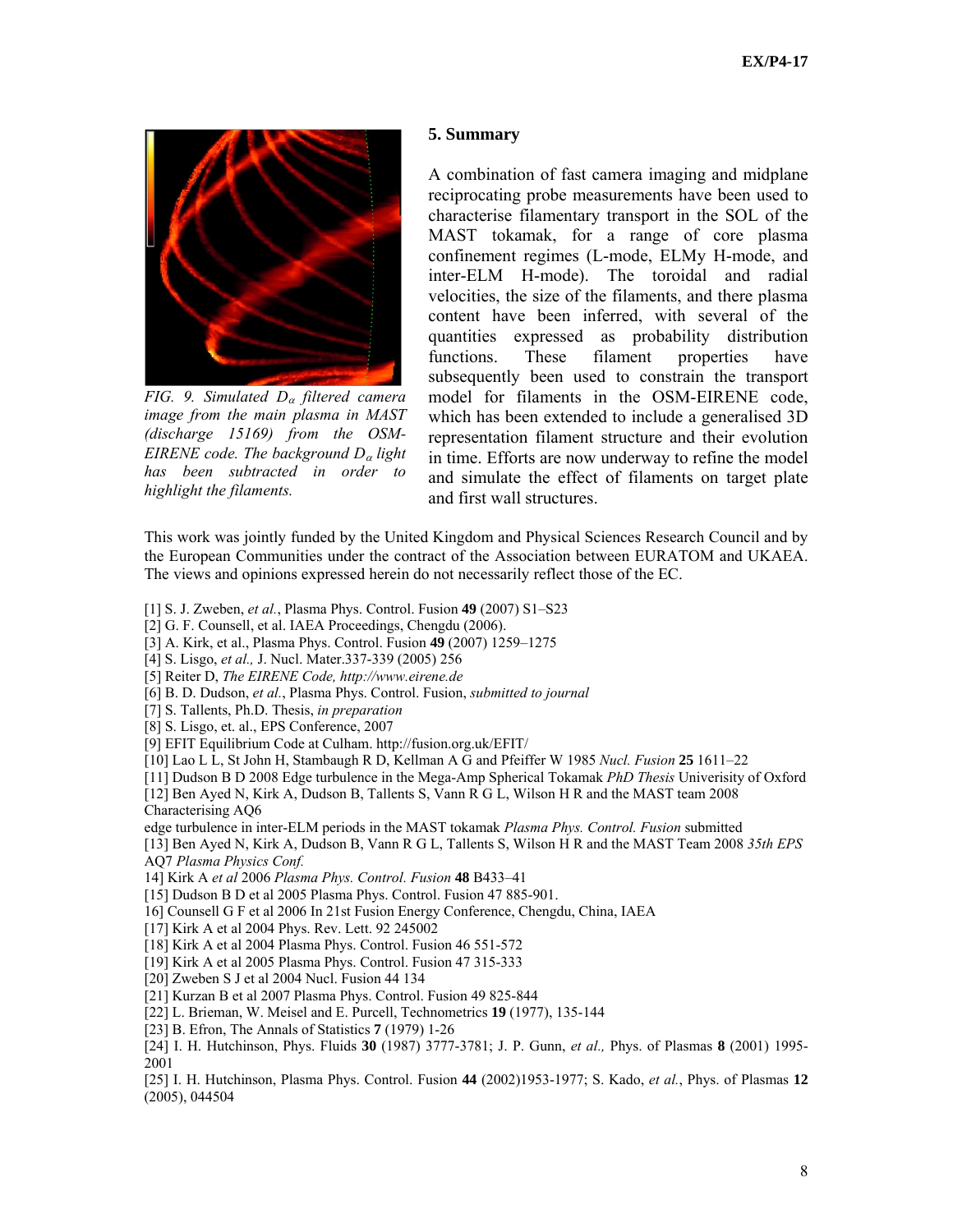FIG. 9. Simulated $D_\alpha$ filtered camera image from the main plasma in MAST (discharge 15169) from the OSM-EIRENE code. The background $D_\alpha$ light has been subtracted in order to highlight the filaments.

## 5. Summary

A combination of fast camera imaging and midplane reciprocating probe measurements have been used to characterise filamentary transport in the SOL of the MAST tokamak, for a range of core plasma confinement regimes (L-mode, ELMy H-mode, and inter-ELM H-mode). The toroidal and radial velocities, the size of the filaments, and there plasma content have been inferred, with several of the quantities expressed as probability distribution functions. These filament properties have subsequently been used to constrain the transport model for filaments in the OSM-EIRENE code, which has been extended to include a generalised 3D representation filament structure and their evolution in time. Efforts are now underway to refine the model and simulate the effect of filaments on target plate and first wall structures.

This work was jointly funded by the United Kingdom and Physical Sciences Research Council and by the European Communities under the contract of the Association between EURATOM and UKAEA. The views and opinions expressed herein do not necessarily reflect those of the EC.

[1] S. J. Zweben, *et al.*, Plasma Phys. Control. Fusion **49** (2007) S1–S23
[2] G. F. Counsell, et al. IAEA Proceedings, Chengdu (2006).
[3] A. Kirk, et al., Plasma Phys. Control. Fusion **49** (2007) 1259–1275
[4] S. Lisgo, *et al.,* J. Nucl. Mater.337-339 (2005) 256
[5] Reiter D, *The EIRENE Code, http://www.eirene.de*
[6] B. D. Dudson, *et al.*, Plasma Phys. Control. Fusion, *submitted to journal*
[7] S. Tallents, Ph.D. Thesis, *in preparation*
[8] S. Lisgo, et. al., EPS Conference, 2007
[9] EFIT Equilibrium Code at Culham. http://fusion.org.uk/EFIT/
[10] Lao L L, St John H, Stambaugh R D, Kellman A G and Pfeiffer W 1985 *Nucl. Fusion* **25** 1611–22
[11] Dudson B D 2008 Edge turbulence in the Mega-Amp Spherical Tokamak *PhD Thesis* Univerisity of Oxford
[12] Ben Ayed N, Kirk A, Dudson B, Tallents S, Vann R G L, Wilson H R and the MAST team 2008 Characterising AQ6
edge turbulence in inter-ELM periods in the MAST tokamak *Plasma Phys. Control. Fusion* submitted
[13] Ben Ayed N, Kirk A, Dudson B, Vann R G L, Tallents S, Wilson H R and the MAST Team 2008 *35th EPS* AQ7 *Plasma Physics Conf.*
14] Kirk A *et al* 2006 *Plasma Phys. Control. Fusion* **48** B433–41
[15] Dudson B D et al 2005 Plasma Phys. Control. Fusion 47 885-901.
16] Counsell G F et al 2006 In 21st Fusion Energy Conference, Chengdu, China, IAEA
[17] Kirk A et al 2004 Phys. Rev. Lett. 92 245002
[18] Kirk A et al 2004 Plasma Phys. Control. Fusion 46 551-572
[19] Kirk A et al 2005 Plasma Phys. Control. Fusion 47 315-333
[20] Zweben S J et al 2004 Nucl. Fusion 44 134
[21] Kurzan B et al 2007 Plasma Phys. Control. Fusion 49 825-844
[22] L. Brieman, W. Meisel and E. Purcell, Technometrics **19** (1977), 135-144
[23] B. Efron, The Annals of Statistics **7** (1979) 1-26
[24] I. H. Hutchinson, Phys. Fluids **30** (1987) 3777-3781; J. P. Gunn, *et al.,* Phys. of Plasmas **8** (2001) 1995-2001
[25] I. H. Hutchinson, Plasma Phys. Control. Fusion **44** (2002)1953-1977; S. Kado, *et al.*, Phys. of Plasmas **12** (2005), 044504